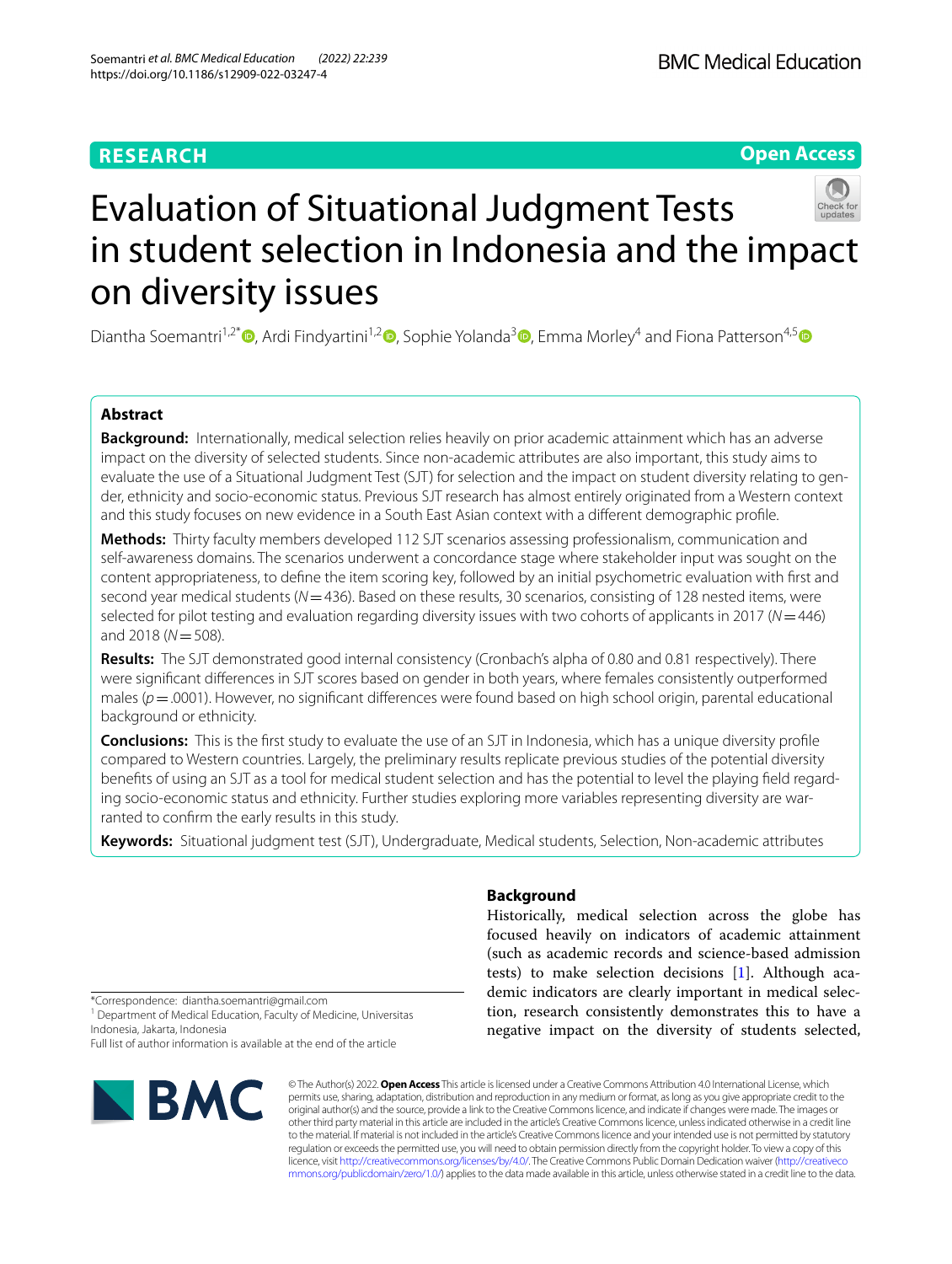RESEARCH

Open Access

# Evaluation of Situational Judgment Tests in student selection in Indonesia and the impact on diversity issues

Diantha Soemantri[1,2*], Ardi Findyartini[1,2], Sophie Yolanda[3], Emma Morley[4] and Fiona Patterson[4,5]

## Abstract

**Background:** Internationally, medical selection relies heavily on prior academic attainment which has an adverse impact on the diversity of selected students. Since non-academic attributes are also important, this study aims to evaluate the use of a Situational Judgment Test (SJT) for selection and the impact on student diversity relating to gender, ethnicity and socio-economic status. Previous SJT research has almost entirely originated from a Western context and this study focuses on new evidence in a South East Asian context with a different demographic profile.

**Methods:** Thirty faculty members developed 112 SJT scenarios assessing professionalism, communication and self-awareness domains. The scenarios underwent a concordance stage where stakeholder input was sought on the content appropriateness, to define the item scoring key, followed by an initial psychometric evaluation with first and second year medical students ($N = 436$). Based on these results, 30 scenarios, consisting of 128 nested items, were selected for pilot testing and evaluation regarding diversity issues with two cohorts of applicants in 2017 ($N = 446$) and 2018 ($N = 508$).

**Results:** The SJT demonstrated good internal consistency (Cronbach's alpha of 0.80 and 0.81 respectively). There were significant differences in SJT scores based on gender in both years, where females consistently outperformed males ($p = .0001$). However, no significant differences were found based on high school origin, parental educational background or ethnicity.

**Conclusions:** This is the first study to evaluate the use of an SJT in Indonesia, which has a unique diversity profile compared to Western countries. Largely, the preliminary results replicate previous studies of the potential diversity benefits of using an SJT as a tool for medical student selection and has the potential to level the playing field regarding socio-economic status and ethnicity. Further studies exploring more variables representing diversity are warranted to confirm the early results in this study.

**Keywords:** Situational judgment test (SJT), Undergraduate, Medical students, Selection, Non-academic attributes

## Background

Historically, medical selection across the globe has focused heavily on indicators of academic attainment (such as academic records and science-based admission tests) to make selection decisions [1]. Although academic indicators are clearly important in medical selection, research consistently demonstrates this to have a negative impact on the diversity of students selected,

*Correspondence: diantha.soemantri@gmail.com
[1] Department of Medical Education, Faculty of Medicine, Universitas Indonesia, Jakarta, Indonesia
Full list of author information is available at the end of the article

© The Author(s) 2022. **Open Access** This article is licensed under a Creative Commons Attribution 4.0 International License, which permits use, sharing, adaptation, distribution and reproduction in any medium or format, as long as you give appropriate credit to the original author(s) and the source, provide a link to the Creative Commons licence, and indicate if changes were made. The images or other third party material in this article are included in the article's Creative Commons licence, unless indicated otherwise in a credit line to the material. If material is not included in the article's Creative Commons licence and your intended use is not permitted by statutory regulation or exceeds the permitted use, you will need to obtain permission directly from the copyright holder. To view a copy of this licence, visit http://creativecommons.org/licenses/by/4.0/. The Creative Commons Public Domain Dedication waiver (http://creativecommons.org/publicdomain/zero/1.0/) applies to the data made available in this article, unless otherwise stated in a credit line to the data.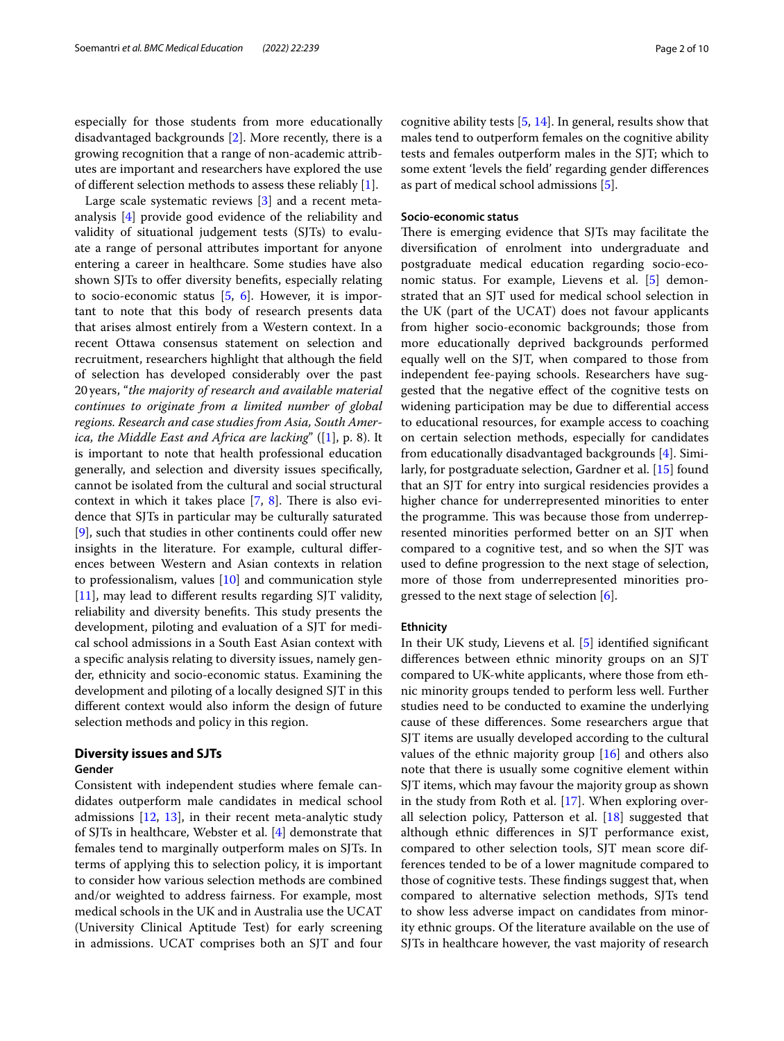especially for those students from more educationally disadvantaged backgrounds [2]. More recently, there is a growing recognition that a range of non-academic attributes are important and researchers have explored the use of different selection methods to assess these reliably [1].

Large scale systematic reviews [3] and a recent meta-analysis [4] provide good evidence of the reliability and validity of situational judgement tests (SJTs) to evaluate a range of personal attributes important for anyone entering a career in healthcare. Some studies have also shown SJTs to offer diversity benefits, especially relating to socio-economic status [5, 6]. However, it is important to note that this body of research presents data that arises almost entirely from a Western context. In a recent Ottawa consensus statement on selection and recruitment, researchers highlight that although the field of selection has developed considerably over the past 20 years, "*the majority of research and available material continues to originate from a limited number of global regions. Research and case studies from Asia, South America, the Middle East and Africa are lacking*" ([1], p. 8). It is important to note that health professional education generally, and selection and diversity issues specifically, cannot be isolated from the cultural and social structural context in which it takes place [7, 8]. There is also evidence that SJTs in particular may be culturally saturated [9], such that studies in other continents could offer new insights in the literature. For example, cultural differences between Western and Asian contexts in relation to professionalism, values [10] and communication style [11], may lead to different results regarding SJT validity, reliability and diversity benefits. This study presents the development, piloting and evaluation of a SJT for medical school admissions in a South East Asian context with a specific analysis relating to diversity issues, namely gender, ethnicity and socio-economic status. Examining the development and piloting of a locally designed SJT in this different context would also inform the design of future selection methods and policy in this region.

## Diversity issues and SJTs

### Gender

Consistent with independent studies where female candidates outperform male candidates in medical school admissions [12, 13], in their recent meta-analytic study of SJTs in healthcare, Webster et al. [4] demonstrate that females tend to marginally outperform males on SJTs. In terms of applying this to selection policy, it is important to consider how various selection methods are combined and/or weighted to address fairness. For example, most medical schools in the UK and in Australia use the UCAT (University Clinical Aptitude Test) for early screening in admissions. UCAT comprises both an SJT and four cognitive ability tests [5, 14]. In general, results show that males tend to outperform females on the cognitive ability tests and females outperform males in the SJT; which to some extent 'levels the field' regarding gender differences as part of medical school admissions [5].

### Socio-economic status

There is emerging evidence that SJTs may facilitate the diversification of enrolment into undergraduate and postgraduate medical education regarding socio-economic status. For example, Lievens et al. [5] demonstrated that an SJT used for medical school selection in the UK (part of the UCAT) does not favour applicants from higher socio-economic backgrounds; those from more educationally deprived backgrounds performed equally well on the SJT, when compared to those from independent fee-paying schools. Researchers have suggested that the negative effect of the cognitive tests on widening participation may be due to differential access to educational resources, for example access to coaching on certain selection methods, especially for candidates from educationally disadvantaged backgrounds [4]. Similarly, for postgraduate selection, Gardner et al. [15] found that an SJT for entry into surgical residencies provides a higher chance for underrepresented minorities to enter the programme. This was because those from underrepresented minorities performed better on an SJT when compared to a cognitive test, and so when the SJT was used to define progression to the next stage of selection, more of those from underrepresented minorities progressed to the next stage of selection [6].

### Ethnicity

In their UK study, Lievens et al. [5] identified significant differences between ethnic minority groups on an SJT compared to UK-white applicants, where those from ethnic minority groups tended to perform less well. Further studies need to be conducted to examine the underlying cause of these differences. Some researchers argue that SJT items are usually developed according to the cultural values of the ethnic majority group [16] and others also note that there is usually some cognitive element within SJT items, which may favour the majority group as shown in the study from Roth et al. [17]. When exploring overall selection policy, Patterson et al. [18] suggested that although ethnic differences in SJT performance exist, compared to other selection tools, SJT mean score differences tended to be of a lower magnitude compared to those of cognitive tests. These findings suggest that, when compared to alternative selection methods, SJTs tend to show less adverse impact on candidates from minority ethnic groups. Of the literature available on the use of SJTs in healthcare however, the vast majority of research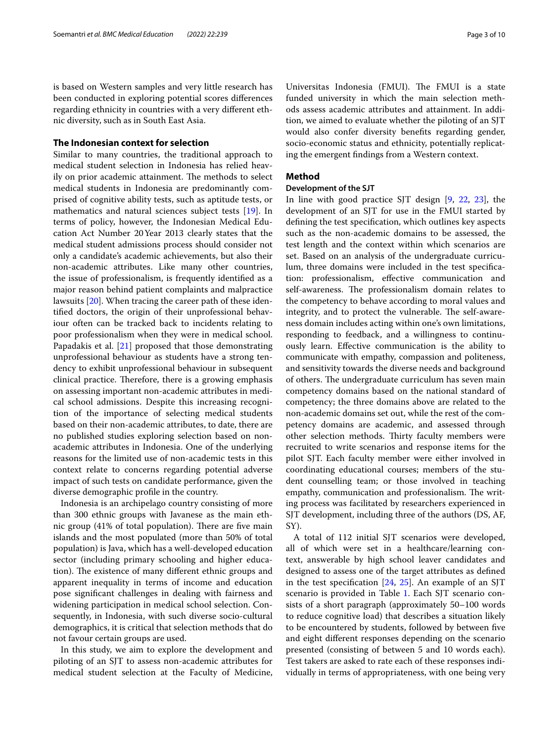is based on Western samples and very little research has been conducted in exploring potential scores differences regarding ethnicity in countries with a very different ethnic diversity, such as in South East Asia.

## The Indonesian context for selection

Similar to many countries, the traditional approach to medical student selection in Indonesia has relied heavily on prior academic attainment. The methods to select medical students in Indonesia are predominantly comprised of cognitive ability tests, such as aptitude tests, or mathematics and natural sciences subject tests [19]. In terms of policy, however, the Indonesian Medical Education Act Number 20 Year 2013 clearly states that the medical student admissions process should consider not only a candidate's academic achievements, but also their non-academic attributes. Like many other countries, the issue of professionalism, is frequently identified as a major reason behind patient complaints and malpractice lawsuits [20]. When tracing the career path of these identified doctors, the origin of their unprofessional behaviour often can be tracked back to incidents relating to poor professionalism when they were in medical school. Papadakis et al. [21] proposed that those demonstrating unprofessional behaviour as students have a strong tendency to exhibit unprofessional behaviour in subsequent clinical practice. Therefore, there is a growing emphasis on assessing important non-academic attributes in medical school admissions. Despite this increasing recognition of the importance of selecting medical students based on their non-academic attributes, to date, there are no published studies exploring selection based on non-academic attributes in Indonesia. One of the underlying reasons for the limited use of non-academic tests in this context relate to concerns regarding potential adverse impact of such tests on candidate performance, given the diverse demographic profile in the country.

Indonesia is an archipelago country consisting of more than 300 ethnic groups with Javanese as the main ethnic group (41% of total population). There are five main islands and the most populated (more than 50% of total population) is Java, which has a well-developed education sector (including primary schooling and higher education). The existence of many different ethnic groups and apparent inequality in terms of income and education pose significant challenges in dealing with fairness and widening participation in medical school selection. Consequently, in Indonesia, with such diverse socio-cultural demographics, it is critical that selection methods that do not favour certain groups are used.

In this study, we aim to explore the development and piloting of an SJT to assess non-academic attributes for medical student selection at the Faculty of Medicine, Universitas Indonesia (FMUI). The FMUI is a state funded university in which the main selection methods assess academic attributes and attainment. In addition, we aimed to evaluate whether the piloting of an SJT would also confer diversity benefits regarding gender, socio-economic status and ethnicity, potentially replicating the emergent findings from a Western context.

# Method

## Development of the SJT

In line with good practice SJT design [9, 22, 23], the development of an SJT for use in the FMUI started by defining the test specification, which outlines key aspects such as the non-academic domains to be assessed, the test length and the context within which scenarios are set. Based on an analysis of the undergraduate curriculum, three domains were included in the test specification: professionalism, effective communication and self-awareness. The professionalism domain relates to the competency to behave according to moral values and integrity, and to protect the vulnerable. The self-awareness domain includes acting within one's own limitations, responding to feedback, and a willingness to continuously learn. Effective communication is the ability to communicate with empathy, compassion and politeness, and sensitivity towards the diverse needs and background of others. The undergraduate curriculum has seven main competency domains based on the national standard of competency; the three domains above are related to the non-academic domains set out, while the rest of the competency domains are academic, and assessed through other selection methods. Thirty faculty members were recruited to write scenarios and response items for the pilot SJT. Each faculty member were either involved in coordinating educational courses; members of the student counselling team; or those involved in teaching empathy, communication and professionalism. The writing process was facilitated by researchers experienced in SJT development, including three of the authors (DS, AF, SY).

A total of 112 initial SJT scenarios were developed, all of which were set in a healthcare/learning context, answerable by high school leaver candidates and designed to assess one of the target attributes as defined in the test specification [24, 25]. An example of an SJT scenario is provided in Table 1. Each SJT scenario consists of a short paragraph (approximately 50–100 words to reduce cognitive load) that describes a situation likely to be encountered by students, followed by between five and eight different responses depending on the scenario presented (consisting of between 5 and 10 words each). Test takers are asked to rate each of these responses individually in terms of appropriateness, with one being very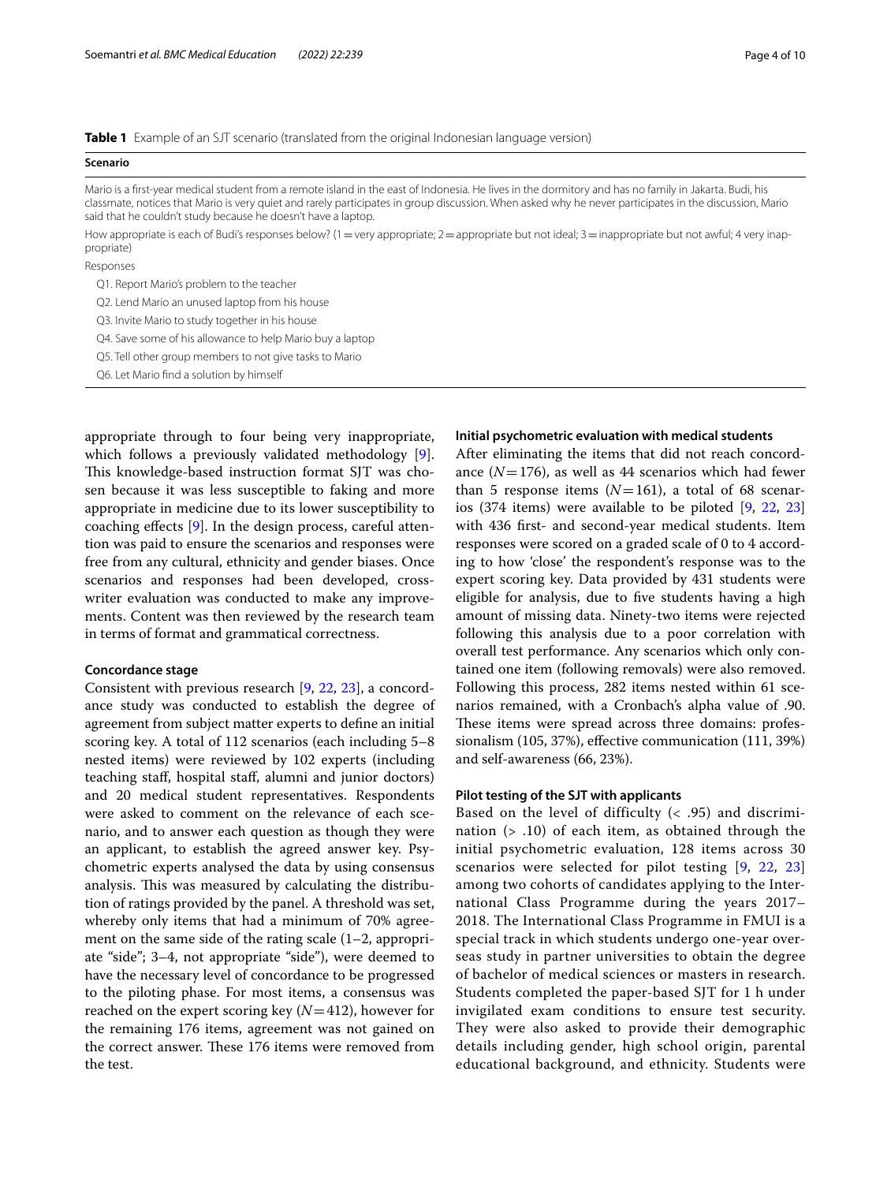**Table 1** Example of an SJT scenario (translated from the original Indonesian language version)

| Scenario |
|---|
| Mario is a first-year medical student from a remote island in the east of Indonesia. He lives in the dormitory and has no family in Jakarta. Budi, his classmate, notices that Mario is very quiet and rarely participates in group discussion. When asked why he never participates in the discussion, Mario said that he couldn't study because he doesn't have a laptop. |
| How appropriate is each of Budi's responses below? (1 = very appropriate; 2 = appropriate but not ideal; 3 = inappropriate but not awful; 4 very inappropriate) |
| Responses |
| Q1. Report Mario's problem to the teacher |
| Q2. Lend Mario an unused laptop from his house |
| Q3. Invite Mario to study together in his house |
| Q4. Save some of his allowance to help Mario buy a laptop |
| Q5. Tell other group members to not give tasks to Mario |
| Q6. Let Mario find a solution by himself |

appropriate through to four being very inappropriate, which follows a previously validated methodology [9]. This knowledge-based instruction format SJT was chosen because it was less susceptible to faking and more appropriate in medicine due to its lower susceptibility to coaching effects [9]. In the design process, careful attention was paid to ensure the scenarios and responses were free from any cultural, ethnicity and gender biases. Once scenarios and responses had been developed, cross-writer evaluation was conducted to make any improvements. Content was then reviewed by the research team in terms of format and grammatical correctness.

### Concordance stage

Consistent with previous research [9, 22, 23], a concordance study was conducted to establish the degree of agreement from subject matter experts to define an initial scoring key. A total of 112 scenarios (each including 5–8 nested items) were reviewed by 102 experts (including teaching staff, hospital staff, alumni and junior doctors) and 20 medical student representatives. Respondents were asked to comment on the relevance of each scenario, and to answer each question as though they were an applicant, to establish the agreed answer key. Psychometric experts analysed the data by using consensus analysis. This was measured by calculating the distribution of ratings provided by the panel. A threshold was set, whereby only items that had a minimum of 70% agreement on the same side of the rating scale (1–2, appropriate "side"; 3–4, not appropriate "side"), were deemed to have the necessary level of concordance to be progressed to the piloting phase. For most items, a consensus was reached on the expert scoring key ($N=412$), however for the remaining 176 items, agreement was not gained on the correct answer. These 176 items were removed from the test.

### Initial psychometric evaluation with medical students

After eliminating the items that did not reach concordance ($N=176$), as well as 44 scenarios which had fewer than 5 response items ($N=161$), a total of 68 scenarios (374 items) were available to be piloted [9, 22, 23] with 436 first- and second-year medical students. Item responses were scored on a graded scale of 0 to 4 according to how 'close' the respondent's response was to the expert scoring key. Data provided by 431 students were eligible for analysis, due to five students having a high amount of missing data. Ninety-two items were rejected following this analysis due to a poor correlation with overall test performance. Any scenarios which only contained one item (following removals) were also removed. Following this process, 282 items nested within 61 scenarios remained, with a Cronbach's alpha value of .90. These items were spread across three domains: professionalism (105, 37%), effective communication (111, 39%) and self-awareness (66, 23%).

### Pilot testing of the SJT with applicants

Based on the level of difficulty ($< .95$) and discrimination ($> .10$) of each item, as obtained through the initial psychometric evaluation, 128 items across 30 scenarios were selected for pilot testing [9, 22, 23] among two cohorts of candidates applying to the International Class Programme during the years 2017–2018. The International Class Programme in FMUI is a special track in which students undergo one-year overseas study in partner universities to obtain the degree of bachelor of medical sciences or masters in research. Students completed the paper-based SJT for 1 h under invigilated exam conditions to ensure test security. They were also asked to provide their demographic details including gender, high school origin, parental educational background, and ethnicity. Students were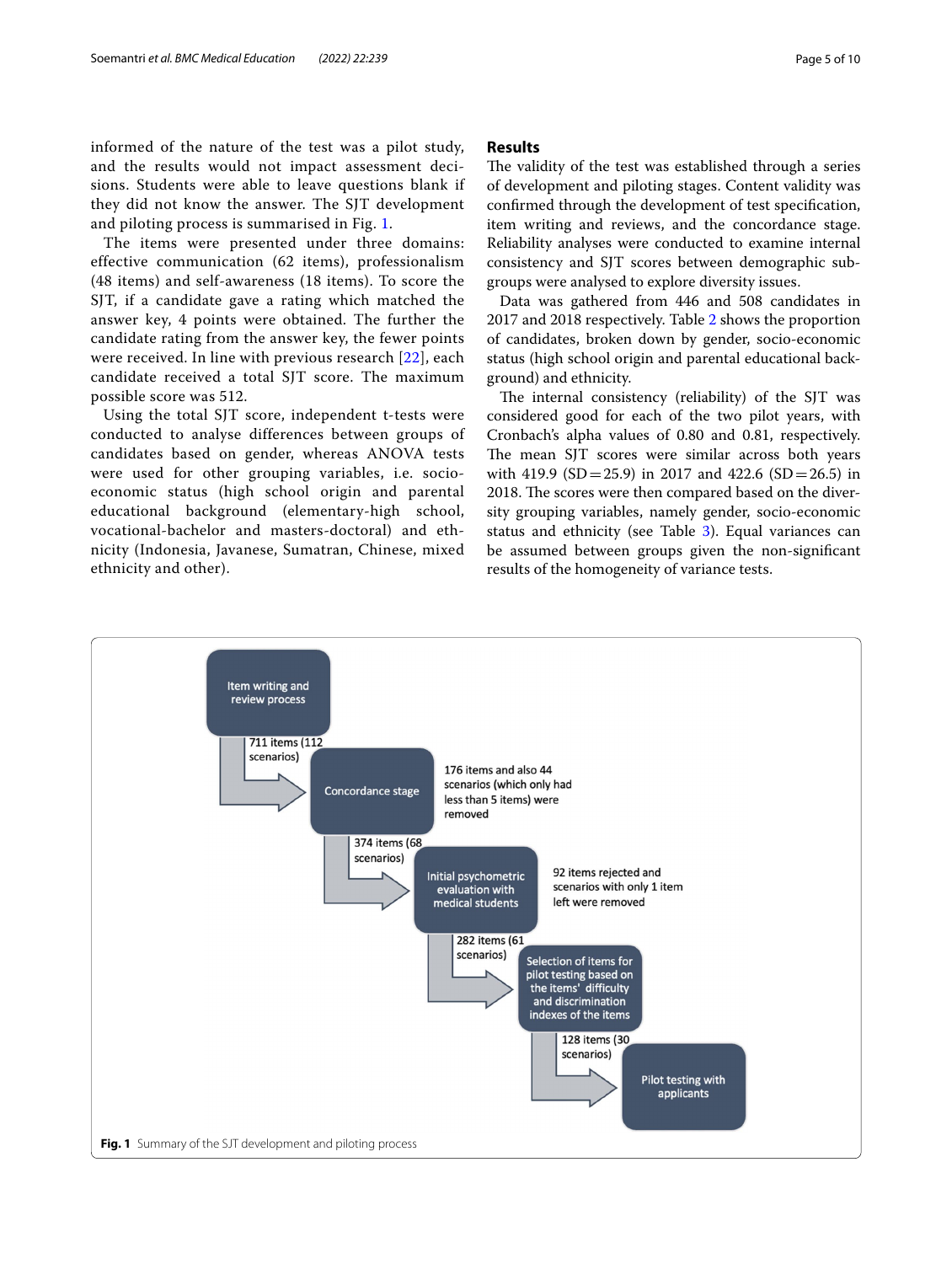informed of the nature of the test was a pilot study, and the results would not impact assessment decisions. Students were able to leave questions blank if they did not know the answer. The SJT development and piloting process is summarised in Fig. 1.

The items were presented under three domains: effective communication (62 items), professionalism (48 items) and self-awareness (18 items). To score the SJT, if a candidate gave a rating which matched the answer key, 4 points were obtained. The further the candidate rating from the answer key, the fewer points were received. In line with previous research [22], each candidate received a total SJT score. The maximum possible score was 512.

Using the total SJT score, independent t-tests were conducted to analyse differences between groups of candidates based on gender, whereas ANOVA tests were used for other grouping variables, i.e. socio-economic status (high school origin and parental educational background (elementary-high school, vocational-bachelor and masters-doctoral) and ethnicity (Indonesia, Javanese, Sumatran, Chinese, mixed ethnicity and other).

## Results

The validity of the test was established through a series of development and piloting stages. Content validity was confirmed through the development of test specification, item writing and reviews, and the concordance stage. Reliability analyses were conducted to examine internal consistency and SJT scores between demographic subgroups were analysed to explore diversity issues.

Data was gathered from 446 and 508 candidates in 2017 and 2018 respectively. Table 2 shows the proportion of candidates, broken down by gender, socio-economic status (high school origin and parental educational background) and ethnicity.

The internal consistency (reliability) of the SJT was considered good for each of the two pilot years, with Cronbach's alpha values of 0.80 and 0.81, respectively. The mean SJT scores were similar across both years with 419.9 (SD = 25.9) in 2017 and 422.6 (SD = 26.5) in 2018. The scores were then compared based on the diversity grouping variables, namely gender, socio-economic status and ethnicity (see Table 3). Equal variances can be assumed between groups given the non-significant results of the homogeneity of variance tests.

**Fig. 1** Summary of the SJT development and piloting process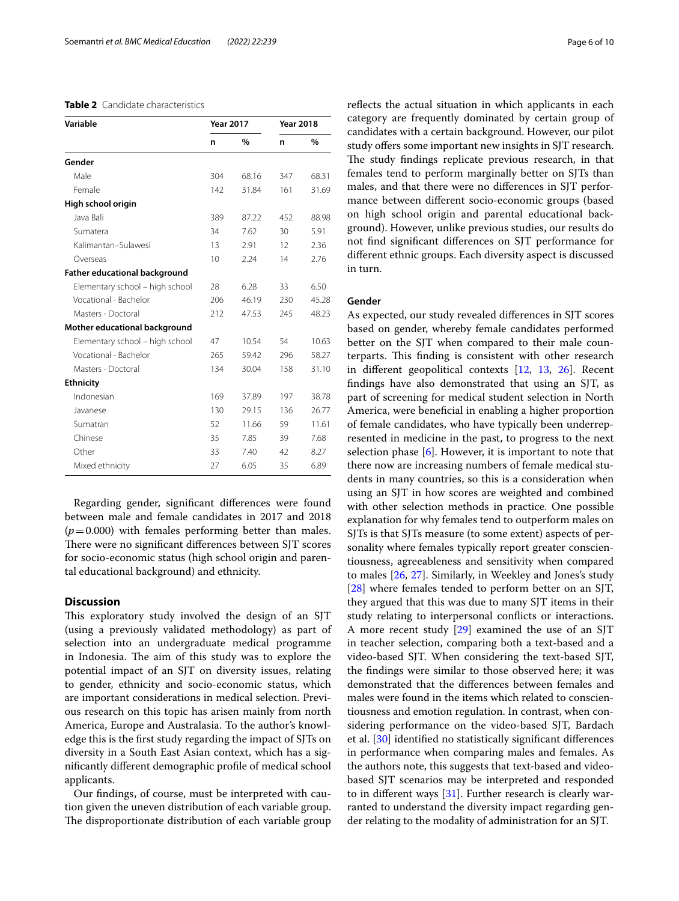**Table 2** Candidate characteristics

| Variable | Year 2017 | | Year 2018 | |
|---|---|---|---|---|
| | n | % | n | % |
| **Gender** | | | | |
| Male | 304 | 68.16 | 347 | 68.31 |
| Female | 142 | 31.84 | 161 | 31.69 |
| **High school origin** | | | | |
| Java Bali | 389 | 87.22 | 452 | 88.98 |
| Sumatera | 34 | 7.62 | 30 | 5.91 |
| Kalimantan–Sulawesi | 13 | 2.91 | 12 | 2.36 |
| Overseas | 10 | 2.24 | 14 | 2.76 |
| **Father educational background** | | | | |
| Elementary school – high school | 28 | 6.28 | 33 | 6.50 |
| Vocational - Bachelor | 206 | 46.19 | 230 | 45.28 |
| Masters - Doctoral | 212 | 47.53 | 245 | 48.23 |
| **Mother educational background** | | | | |
| Elementary school – high school | 47 | 10.54 | 54 | 10.63 |
| Vocational - Bachelor | 265 | 59.42 | 296 | 58.27 |
| Masters - Doctoral | 134 | 30.04 | 158 | 31.10 |
| **Ethnicity** | | | | |
| Indonesian | 169 | 37.89 | 197 | 38.78 |
| Javanese | 130 | 29.15 | 136 | 26.77 |
| Sumatran | 52 | 11.66 | 59 | 11.61 |
| Chinese | 35 | 7.85 | 39 | 7.68 |
| Other | 33 | 7.40 | 42 | 8.27 |
| Mixed ethnicity | 27 | 6.05 | 35 | 6.89 |

Regarding gender, significant differences were found between male and female candidates in 2017 and 2018 ($p = 0.000$) with females performing better than males. There were no significant differences between SJT scores for socio-economic status (high school origin and parental educational background) and ethnicity.

## Discussion

This exploratory study involved the design of an SJT (using a previously validated methodology) as part of selection into an undergraduate medical programme in Indonesia. The aim of this study was to explore the potential impact of an SJT on diversity issues, relating to gender, ethnicity and socio-economic status, which are important considerations in medical selection. Previous research on this topic has arisen mainly from north America, Europe and Australasia. To the author's knowledge this is the first study regarding the impact of SJTs on diversity in a South East Asian context, which has a significantly different demographic profile of medical school applicants.

Our findings, of course, must be interpreted with caution given the uneven distribution of each variable group. The disproportionate distribution of each variable group reflects the actual situation in which applicants in each category are frequently dominated by certain group of candidates with a certain background. However, our pilot study offers some important new insights in SJT research. The study findings replicate previous research, in that females tend to perform marginally better on SJTs than males, and that there were no differences in SJT performance between different socio-economic groups (based on high school origin and parental educational background). However, unlike previous studies, our results do not find significant differences on SJT performance for different ethnic groups. Each diversity aspect is discussed in turn.

### Gender

As expected, our study revealed differences in SJT scores based on gender, whereby female candidates performed better on the SJT when compared to their male counterparts. This finding is consistent with other research in different geopolitical contexts [12, 13, 26]. Recent findings have also demonstrated that using an SJT, as part of screening for medical student selection in North America, were beneficial in enabling a higher proportion of female candidates, who have typically been underrepresented in medicine in the past, to progress to the next selection phase [6]. However, it is important to note that there now are increasing numbers of female medical students in many countries, so this is a consideration when using an SJT in how scores are weighted and combined with other selection methods in practice. One possible explanation for why females tend to outperform males on SJTs is that SJTs measure (to some extent) aspects of personality where females typically report greater conscientiousness, agreeableness and sensitivity when compared to males [26, 27]. Similarly, in Weekley and Jones's study [28] where females tended to perform better on an SJT, they argued that this was due to many SJT items in their study relating to interpersonal conflicts or interactions. A more recent study [29] examined the use of an SJT in teacher selection, comparing both a text-based and a video-based SJT. When considering the text-based SJT, the findings were similar to those observed here; it was demonstrated that the differences between females and males were found in the items which related to conscientiousness and emotion regulation. In contrast, when considering performance on the video-based SJT, Bardach et al. [30] identified no statistically significant differences in performance when comparing males and females. As the authors note, this suggests that text-based and video-based SJT scenarios may be interpreted and responded to in different ways [31]. Further research is clearly warranted to understand the diversity impact regarding gender relating to the modality of administration for an SJT.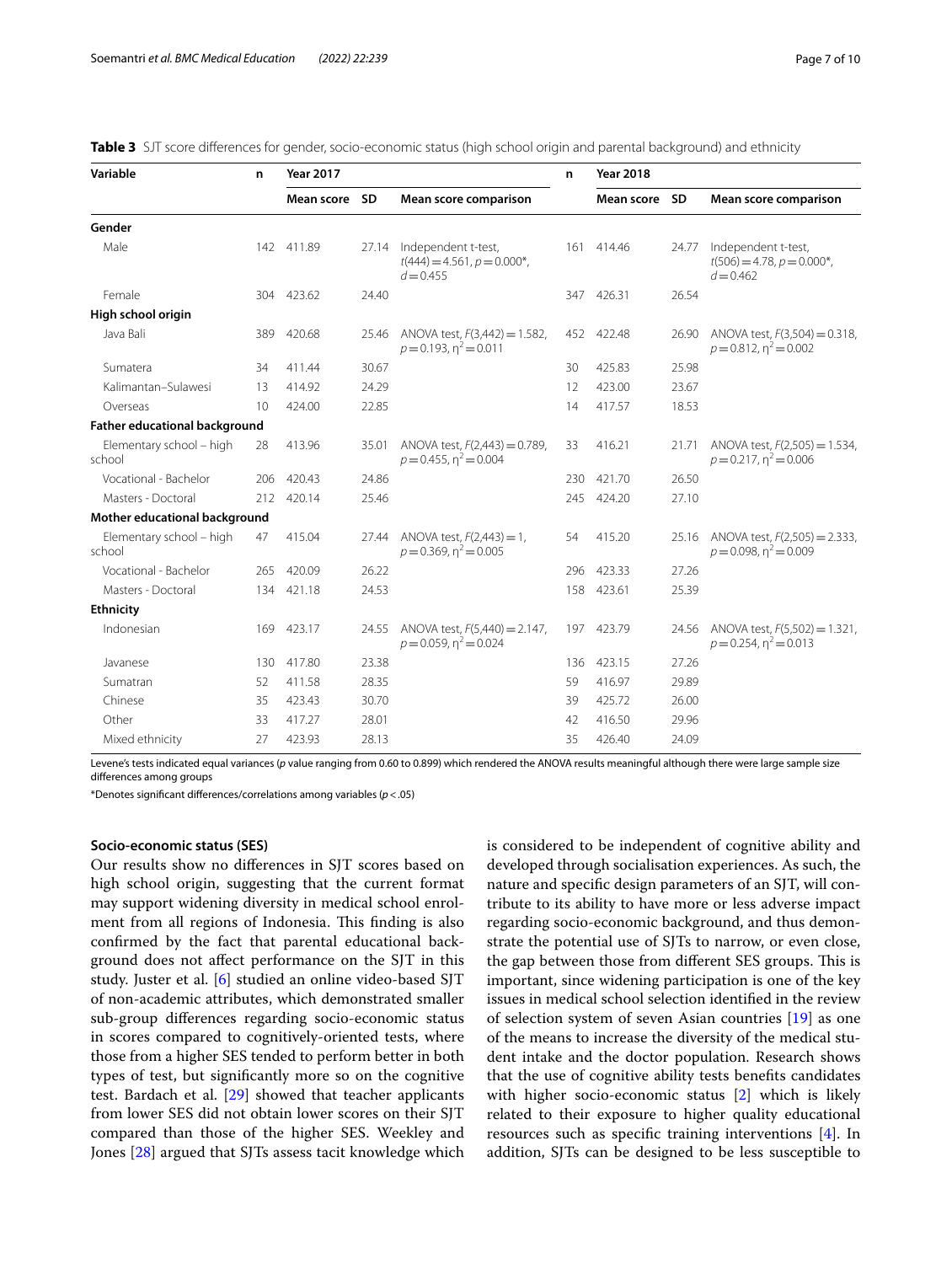**Table 3** SJT score differences for gender, socio-economic status (high school origin and parental background) and ethnicity

| Variable | n | Year 2017 | | | n | Year 2018 | | |
|---|---|---|---|---|---|---|---|---|
| | | Mean score | SD | Mean score comparison | | Mean score | SD | Mean score comparison |
| **Gender** | | | | | | | | |
| Male | 142 | 411.89 | 27.14 | Independent t-test, $t(444) = 4.561$, $p = 0.000$*, $d = 0.455$ | 161 | 414.46 | 24.77 | Independent t-test, $t(506) = 4.78$, $p = 0.000$*, $d = 0.462$ |
| Female | 304 | 423.62 | 24.40 | | 347 | 426.31 | 26.54 | |
| **High school origin** | | | | | | | | |
| Java Bali | 389 | 420.68 | 25.46 | ANOVA test, $F(3,442) = 1.582$, $p = 0.193$, $\eta^2 = 0.011$ | 452 | 422.48 | 26.90 | ANOVA test, $F(3,504) = 0.318$, $p = 0.812$, $\eta^2 = 0.002$ |
| Sumatera | 34 | 411.44 | 30.67 | | 30 | 425.83 | 25.98 | |
| Kalimantan–Sulawesi | 13 | 414.92 | 24.29 | | 12 | 423.00 | 23.67 | |
| Overseas | 10 | 424.00 | 22.85 | | 14 | 417.57 | 18.53 | |
| **Father educational background** | | | | | | | | |
| Elementary school – high school | 28 | 413.96 | 35.01 | ANOVA test, $F(2,443) = 0.789$, $p = 0.455$, $\eta^2 = 0.004$ | 33 | 416.21 | 21.71 | ANOVA test, $F(2,505) = 1.534$, $p = 0.217$, $\eta^2 = 0.006$ |
| Vocational - Bachelor | 206 | 420.43 | 24.86 | | 230 | 421.70 | 26.50 | |
| Masters - Doctoral | 212 | 420.14 | 25.46 | | 245 | 424.20 | 27.10 | |
| **Mother educational background** | | | | | | | | |
| Elementary school – high school | 47 | 415.04 | 27.44 | ANOVA test, $F(2,443) = 1$, $p = 0.369$, $\eta^2 = 0.005$ | 54 | 415.20 | 25.16 | ANOVA test, $F(2,505) = 2.333$, $p = 0.098$, $\eta^2 = 0.009$ |
| Vocational - Bachelor | 265 | 420.09 | 26.22 | | 296 | 423.33 | 27.26 | |
| Masters - Doctoral | 134 | 421.18 | 24.53 | | 158 | 423.61 | 25.39 | |
| **Ethnicity** | | | | | | | | |
| Indonesian | 169 | 423.17 | 24.55 | ANOVA test, $F(5,440) = 2.147$, $p = 0.059$, $\eta^2 = 0.024$ | 197 | 423.79 | 24.56 | ANOVA test, $F(5,502) = 1.321$, $p = 0.254$, $\eta^2 = 0.013$ |
| Javanese | 130 | 417.80 | 23.38 | | 136 | 423.15 | 27.26 | |
| Sumatran | 52 | 411.58 | 28.35 | | 59 | 416.97 | 29.89 | |
| Chinese | 35 | 423.43 | 30.70 | | 39 | 425.72 | 26.00 | |
| Other | 33 | 417.27 | 28.01 | | 42 | 416.50 | 29.96 | |
| Mixed ethnicity | 27 | 423.93 | 28.13 | | 35 | 426.40 | 24.09 | |

Levene's tests indicated equal variances (*p* value ranging from 0.60 to 0.899) which rendered the ANOVA results meaningful although there were large sample size differences among groups

*Denotes significant differences/correlations among variables ($p < .05$)

### Socio-economic status (SES)

Our results show no differences in SJT scores based on high school origin, suggesting that the current format may support widening diversity in medical school enrolment from all regions of Indonesia. This finding is also confirmed by the fact that parental educational background does not affect performance on the SJT in this study. Juster et al. [6] studied an online video-based SJT of non-academic attributes, which demonstrated smaller sub-group differences regarding socio-economic status in scores compared to cognitively-oriented tests, where those from a higher SES tended to perform better in both types of test, but significantly more so on the cognitive test. Bardach et al. [29] showed that teacher applicants from lower SES did not obtain lower scores on their SJT compared than those of the higher SES. Weekley and Jones [28] argued that SJTs assess tacit knowledge which is considered to be independent of cognitive ability and developed through socialisation experiences. As such, the nature and specific design parameters of an SJT, will contribute to its ability to have more or less adverse impact regarding socio-economic background, and thus demonstrate the potential use of SJTs to narrow, or even close, the gap between those from different SES groups. This is important, since widening participation is one of the key issues in medical school selection identified in the review of selection system of seven Asian countries [19] as one of the means to increase the diversity of the medical student intake and the doctor population. Research shows that the use of cognitive ability tests benefits candidates with higher socio-economic status [2] which is likely related to their exposure to higher quality educational resources such as specific training interventions [4]. In addition, SJTs can be designed to be less susceptible to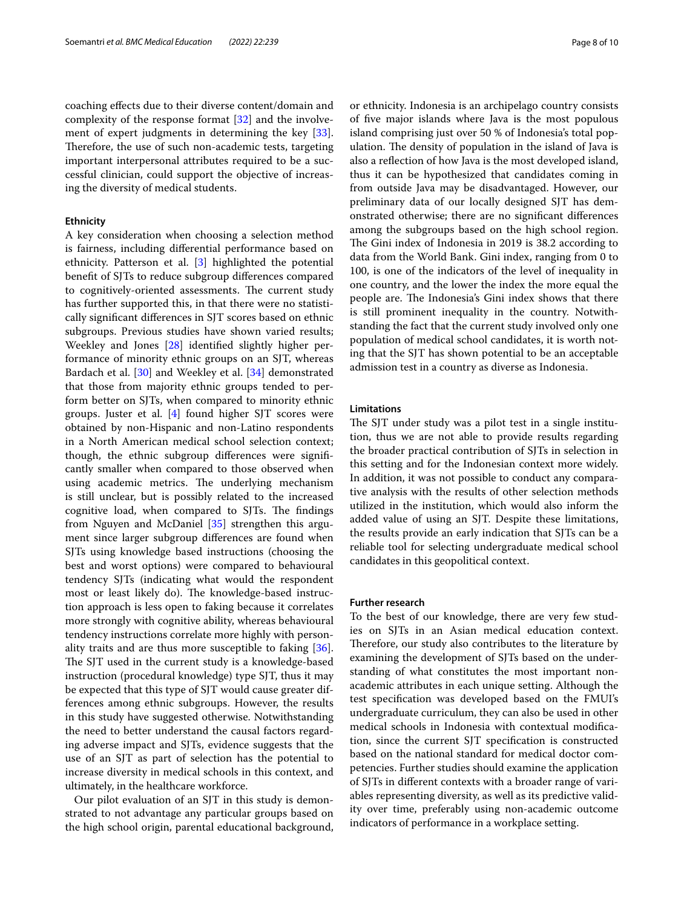coaching effects due to their diverse content/domain and complexity of the response format [32] and the involvement of expert judgments in determining the key [33]. Therefore, the use of such non-academic tests, targeting important interpersonal attributes required to be a successful clinician, could support the objective of increasing the diversity of medical students.

### Ethnicity

A key consideration when choosing a selection method is fairness, including differential performance based on ethnicity. Patterson et al. [3] highlighted the potential benefit of SJTs to reduce subgroup differences compared to cognitively-oriented assessments. The current study has further supported this, in that there were no statistically significant differences in SJT scores based on ethnic subgroups. Previous studies have shown varied results; Weekley and Jones [28] identified slightly higher performance of minority ethnic groups on an SJT, whereas Bardach et al. [30] and Weekley et al. [34] demonstrated that those from majority ethnic groups tended to perform better on SJTs, when compared to minority ethnic groups. Juster et al. [4] found higher SJT scores were obtained by non-Hispanic and non-Latino respondents in a North American medical school selection context; though, the ethnic subgroup differences were significantly smaller when compared to those observed when using academic metrics. The underlying mechanism is still unclear, but is possibly related to the increased cognitive load, when compared to SJTs. The findings from Nguyen and McDaniel [35] strengthen this argument since larger subgroup differences are found when SJTs using knowledge based instructions (choosing the best and worst options) were compared to behavioural tendency SJTs (indicating what would the respondent most or least likely do). The knowledge-based instruction approach is less open to faking because it correlates more strongly with cognitive ability, whereas behavioural tendency instructions correlate more highly with personality traits and are thus more susceptible to faking [36]. The SJT used in the current study is a knowledge-based instruction (procedural knowledge) type SJT, thus it may be expected that this type of SJT would cause greater differences among ethnic subgroups. However, the results in this study have suggested otherwise. Notwithstanding the need to better understand the causal factors regarding adverse impact and SJTs, evidence suggests that the use of an SJT as part of selection has the potential to increase diversity in medical schools in this context, and ultimately, in the healthcare workforce.

Our pilot evaluation of an SJT in this study is demonstrated to not advantage any particular groups based on the high school origin, parental educational background, or ethnicity. Indonesia is an archipelago country consists of five major islands where Java is the most populous island comprising just over 50 % of Indonesia's total population. The density of population in the island of Java is also a reflection of how Java is the most developed island, thus it can be hypothesized that candidates coming in from outside Java may be disadvantaged. However, our preliminary data of our locally designed SJT has demonstrated otherwise; there are no significant differences among the subgroups based on the high school region. The Gini index of Indonesia in 2019 is 38.2 according to data from the World Bank. Gini index, ranging from 0 to 100, is one of the indicators of the level of inequality in one country, and the lower the index the more equal the people are. The Indonesia's Gini index shows that there is still prominent inequality in the country. Notwithstanding the fact that the current study involved only one population of medical school candidates, it is worth noting that the SJT has shown potential to be an acceptable admission test in a country as diverse as Indonesia.

### Limitations

The SJT under study was a pilot test in a single institution, thus we are not able to provide results regarding the broader practical contribution of SJTs in selection in this setting and for the Indonesian context more widely. In addition, it was not possible to conduct any comparative analysis with the results of other selection methods utilized in the institution, which would also inform the added value of using an SJT. Despite these limitations, the results provide an early indication that SJTs can be a reliable tool for selecting undergraduate medical school candidates in this geopolitical context.

### Further research

To the best of our knowledge, there are very few studies on SJTs in an Asian medical education context. Therefore, our study also contributes to the literature by examining the development of SJTs based on the understanding of what constitutes the most important non-academic attributes in each unique setting. Although the test specification was developed based on the FMUI's undergraduate curriculum, they can also be used in other medical schools in Indonesia with contextual modification, since the current SJT specification is constructed based on the national standard for medical doctor competencies. Further studies should examine the application of SJTs in different contexts with a broader range of variables representing diversity, as well as its predictive validity over time, preferably using non-academic outcome indicators of performance in a workplace setting.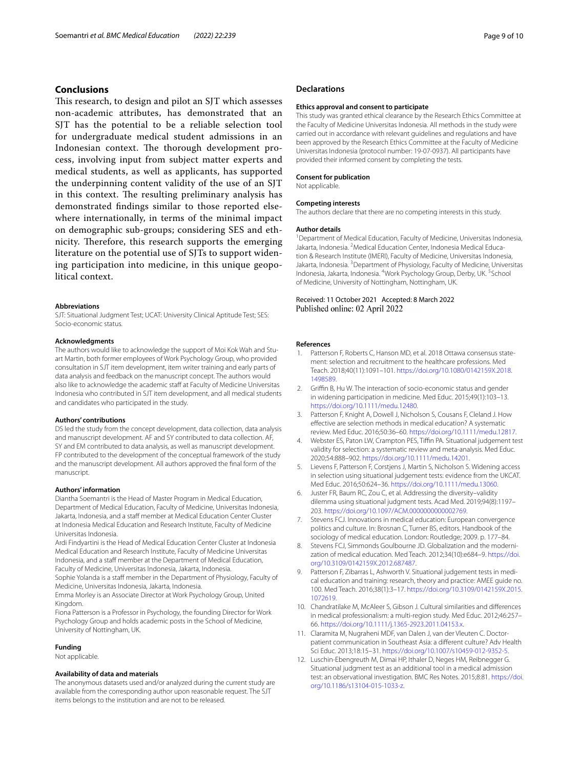## Conclusions

This research, to design and pilot an SJT which assesses non-academic attributes, has demonstrated that an SJT has the potential to be a reliable selection tool for undergraduate medical student admissions in an Indonesian context. The thorough development process, involving input from subject matter experts and medical students, as well as applicants, has supported the underpinning content validity of the use of an SJT in this context. The resulting preliminary analysis has demonstrated findings similar to those reported elsewhere internationally, in terms of the minimal impact on demographic sub-groups; considering SES and ethnicity. Therefore, this research supports the emerging literature on the potential use of SJTs to support widening participation into medicine, in this unique geopolitical context.

#### Abbreviations

SJT: Situational Judgment Test; UCAT: University Clinical Aptitude Test; SES: Socio-economic status.

#### Acknowledgments

The authors would like to acknowledge the support of Moi Kok Wah and Stuart Martin, both former employees of Work Psychology Group, who provided consultation in SJT item development, item writer training and early parts of data analysis and feedback on the manuscript concept. The authors would also like to acknowledge the academic staff at Faculty of Medicine Universitas Indonesia who contributed in SJT item development, and all medical students and candidates who participated in the study.

#### Authors' contributions

DS led the study from the concept development, data collection, data analysis and manuscript development. AF and SY contributed to data collection. AF, SY and EM contributed to data analysis, as well as manuscript development. FP contributed to the development of the conceptual framework of the study and the manuscript development. All authors approved the final form of the manuscript.

#### Authors' information

Diantha Soemantri is the Head of Master Program in Medical Education, Department of Medical Education, Faculty of Medicine, Universitas Indonesia, Jakarta, Indonesia, and a staff member at Medical Education Center Cluster at Indonesia Medical Education and Research Institute, Faculty of Medicine Universitas Indonesia.

Ardi Findyartini is the Head of Medical Education Center Cluster at Indonesia Medical Education and Research Institute, Faculty of Medicine Universitas Indonesia, and a staff member at the Department of Medical Education, Faculty of Medicine, Universitas Indonesia, Jakarta, Indonesia.

Sophie Yolanda is a staff member in the Department of Physiology, Faculty of Medicine, Universitas Indonesia, Jakarta, Indonesia.

Emma Morley is an Associate Director at Work Psychology Group, United Kingdom.

Fiona Patterson is a Professor in Psychology, the founding Director for Work Psychology Group and holds academic posts in the School of Medicine, University of Nottingham, UK.

#### Funding

Not applicable.

#### Availability of data and materials

The anonymous datasets used and/or analyzed during the current study are available from the corresponding author upon reasonable request. The SJT items belongs to the institution and are not to be released.

## Declarations

#### Ethics approval and consent to participate

This study was granted ethical clearance by the Research Ethics Committee at the Faculty of Medicine Universitas Indonesia. All methods in the study were carried out in accordance with relevant guidelines and regulations and have been approved by the Research Ethics Committee at the Faculty of Medicine Universitas Indonesia (protocol number: 19-07-0937). All participants have provided their informed consent by completing the tests.

#### Consent for publication

Not applicable.

#### Competing interests

The authors declare that there are no competing interests in this study.

#### Author details

[1]Department of Medical Education, Faculty of Medicine, Universitas Indonesia, Jakarta, Indonesia. [2]Medical Education Center, Indonesia Medical Education & Research Institute (IMERI), Faculty of Medicine, Universitas Indonesia, Jakarta, Indonesia. [3]Department of Physiology, Faculty of Medicine, Universitas Indonesia, Jakarta, Indonesia. [4]Work Psychology Group, Derby, UK. [5]School of Medicine, University of Nottingham, Nottingham, UK.

Received: 11 October 2021 Accepted: 8 March 2022
Published online: 02 April 2022

#### References

1. Patterson F, Roberts C, Hanson MD, et al. 2018 Ottawa consensus statement: selection and recruitment to the healthcare professions. Med Teach. 2018;40(11):1091–101. https://doi.org/10.1080/0142159X.2018.1498589.
2. Griffin B, Hu W. The interaction of socio-economic status and gender in widening participation in medicine. Med Educ. 2015;49(1):103–13. https://doi.org/10.1111/medu.12480.
3. Patterson F, Knight A, Dowell J, Nicholson S, Cousans F, Cleland J. How effective are selection methods in medical education? A systematic review. Med Educ. 2016;50:36–60. https://doi.org/10.1111/medu.12817.
4. Webster ES, Paton LW, Crampton PES, Tiffin PA. Situational judgement test validity for selection: a systematic review and meta-analysis. Med Educ. 2020;54:888–902. https://doi.org/10.1111/medu.14201.
5. Lievens F, Patterson F, Corstjens J, Martin S, Nicholson S. Widening access in selection using situational judgement tests: evidence from the UKCAT. Med Educ. 2016;50:624–36. https://doi.org/10.1111/medu.13060.
6. Juster FR, Baum RC, Zou C, et al. Addressing the diversity–validity dilemma using situational judgment tests. Acad Med. 2019;94(8):1197–203. https://doi.org/10.1097/ACM.0000000000002769.
7. Stevens FCJ. Innovations in medical education: European convergence politics and culture. In: Brosnan C, Turner BS, editors. Handbook of the sociology of medical education. London: Routledge; 2009. p. 177–84.
8. Stevens FCJ, Simmonds Goulbourne JD. Globalization and the modernization of medical education. Med Teach. 2012;34(10):e684–9. https://doi.org/10.3109/0142159X.2012.687487.
9. Patterson F, Zibarras L, Ashworth V. Situational judgement tests in medical education and training: research, theory and practice: AMEE guide no. 100. Med Teach. 2016;38(1):3–17. https://doi.org/10.3109/0142159X.2015.1072619.
10. Chandratilake M, McAleer S, Gibson J. Cultural similarities and differences in medical professionalism: a multi-region study. Med Educ. 2012;46:257–66. https://doi.org/10.1111/j.1365-2923.2011.04153.x.
11. Claramita M, Nugraheni MDF, van Dalen J, van der Vleuten C. Doctor-patient communication in Southeast Asia: a different culture? Adv Health Sci Educ. 2013;18:15–31. https://doi.org/10.1007/s10459-012-9352-5.
12. Luschin-Ebengreuth M, Dimai HP, Ithaler D, Neges HM, Reibnegger G. Situational judgment test as an additional tool in a medical admission test: an observational investigation. BMC Res Notes. 2015;8:81. https://doi.org/10.1186/s13104-015-1033-z.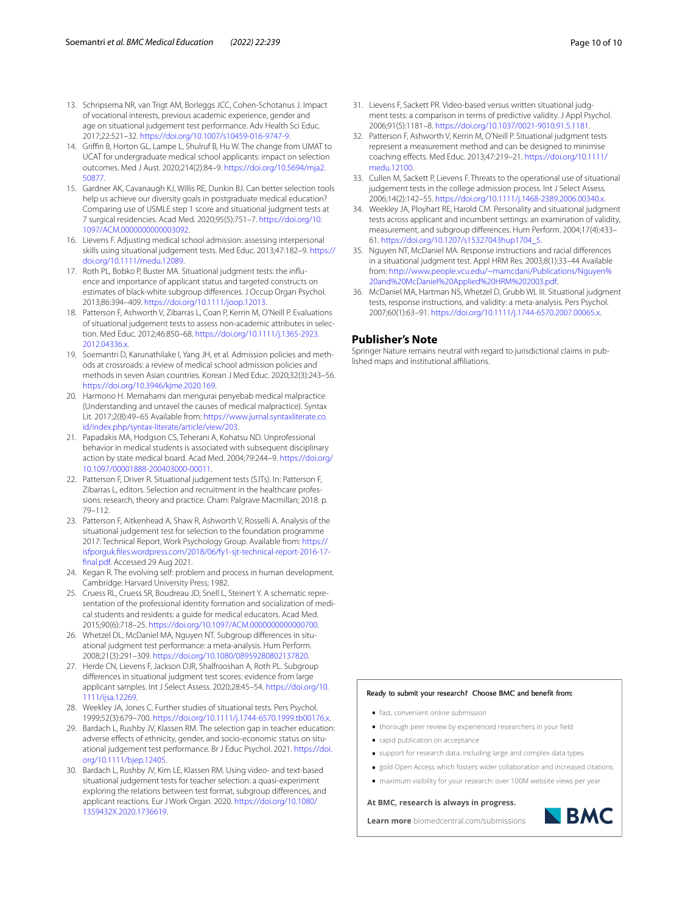13. Schripsema NR, van Trigt AM, Borleggs JCC, Cohen-Schotanus J. Impact of vocational interests, previous academic experience, gender and age on situational judgement test performance. Adv Health Sci Educ. 2017;22:521–32. https://doi.org/10.1007/s10459-016-9747-9.
14. Griffin B, Horton GL, Lampe L, Shulruf B, Hu W. The change from UMAT to UCAT for undergraduate medical school applicants: impact on selection outcomes. Med J Aust. 2020;214(2):84–9. https://doi.org/10.5694/mja2.50877.
15. Gardner AK, Cavanaugh KJ, Willis RE, Dunkin BJ. Can better selection tools help us achieve our diversity goals in postgraduate medical education? Comparing use of USMLE step 1 score and situational judgment tests at 7 surgical residencies. Acad Med. 2020;95(5):751–7. https://doi.org/10.1097/ACM.0000000000003092.
16. Lievens F. Adjusting medical school admission: assessing interpersonal skills using situational judgement tests. Med Educ. 2013;47:182–9. https://doi.org/10.1111/medu.12089.
17. Roth PL, Bobko P, Buster MA. Situational judgment tests: the influence and importance of applicant status and targeted constructs on estimates of black-white subgroup differences. J Occup Organ Psychol. 2013;86:394–409. https://doi.org/10.1111/joop.12013.
18. Patterson F, Ashworth V, Zibarras L, Coan P, Kerrin M, O'Neill P. Evaluations of situational judgement tests to assess non-academic attributes in selection. Med Educ. 2012;46:850–68. https://doi.org/10.1111/j.1365-2923.2012.04336.x.
19. Soemantri D, Karunathilake I, Yang JH, et al. Admission policies and methods at crossroads: a review of medical school admission policies and methods in seven Asian countries. Korean J Med Educ. 2020;32(3):243–56. https://doi.org/10.3946/kjme.2020.169.
20. Harmono H. Memahami dan mengurai penyebab medical malpractice (Understanding and unravel the causes of medical malpractice). Syntax Lit. 2017;2(8):49–65 Available from: https://www.jurnal.syntaxliterate.co.id/index.php/syntax-literate/article/view/203.
21. Papadakis MA, Hodgson CS, Teherani A, Kohatsu ND. Unprofessional behavior in medical students is associated with subsequent disciplinary action by state medical board. Acad Med. 2004;79:244–9. https://doi.org/10.1097/00001888-200403000-00011.
22. Patterson F, Driver R. Situational judgement tests (SJTs). In: Patterson F, Zibarras L, editors. Selection and recruitment in the healthcare professions: research, theory and practice. Cham: Palgrave Macmillan; 2018. p. 79–112.
23. Patterson F, Aitkenhead A, Shaw R, Ashworth V, Rosselli A. Analysis of the situational judgement test for selection to the foundation programme 2017: Technical Report, Work Psychology Group. Available from: https://isfporguk.files.wordpress.com/2018/06/fy1-sjt-technical-report-2016-17-final.pdf. Accessed 29 Aug 2021.
24. Kegan R. The evolving self: problem and process in human development. Cambridge: Harvard University Press; 1982.
25. Cruess RL, Cruess SR, Boudreau JD, Snell L, Steinert Y. A schematic representation of the professional identity formation and socialization of medical students and residents: a guide for medical educators. Acad Med. 2015;90(6):718–25. https://doi.org/10.1097/ACM.0000000000000700.
26. Whetzel DL, McDaniel MA, Nguyen NT. Subgroup differences in situational judgment test performance: a meta-analysis. Hum Perform. 2008;21(3):291–309. https://doi.org/10.1080/08959280802137820.
27. Herde CN, Lievens F, Jackson DJR, Shalfrooshan A, Roth PL. Subgroup differences in situational judgment test scores: evidence from large applicant samples. Int J Select Assess. 2020;28:45–54. https://doi.org/10.1111/ijsa.12269.
28. Weekley JA, Jones C. Further studies of situational tests. Pers Psychol. 1999;52(3):679–700. https://doi.org/10.1111/j.1744-6570.1999.tb00176.x.
29. Bardach L, Rushby JV, Klassen RM. The selection gap in teacher education: adverse effects of ethnicity, gender, and socio-economic status on situational judgement test performance. Br J Educ Psychol. 2021. https://doi.org/10.1111/bjep.12405.
30. Bardach L, Rushby JV, Kim LE, Klassen RM. Using video- and text-based situational judgement tests for teacher selection: a quasi-experiment exploring the relations between test format, subgroup differences, and applicant reactions. Eur J Work Organ. 2020. https://doi.org/10.1080/1359432X.2020.1736619.
31. Lievens F, Sackett PR. Video-based versus written situational judgment tests: a comparison in terms of predictive validity. J Appl Psychol. 2006;91(5):1181–8. https://doi.org/10.1037/0021-9010.91.5.1181.
32. Patterson F, Ashworth V, Kerrin M, O'Neill P. Situational judgment tests represent a measurement method and can be designed to minimise coaching effects. Med Educ. 2013;47:219–21. https://doi.org/10.1111/medu.12100.
33. Cullen M, Sackett P, Lievens F. Threats to the operational use of situational judgement tests in the college admission process. Int J Select Assess. 2006;14(2):142–55. https://doi.org/10.1111/j.1468-2389.2006.00340.x.
34. Weekley JA, Ployhart RE, Harold CM. Personality and situational judgment tests across applicant and incumbent settings: an examination of validity, measurement, and subgroup differences. Hum Perform. 2004;17(4):433–61. https://doi.org/10.1207/s15327043hup1704_5.
35. Nguyen NT, McDaniel MA. Response instructions and racial differences in a situational judgment test. Appl HRM Res. 2003;8(1):33–44 Available from: http://www.people.vcu.edu/~mamcdani/Publications/Nguyen%20and%20McDaniel%20Applied%20HRM%202003.pdf.
36. McDaniel MA, Hartman NS, Whetzel D, Grubb WL III. Situational judgment tests, response instructions, and validity: a meta-analysis. Pers Psychol. 2007;60(1):63–91. https://doi.org/10.1111/j.1744-6570.2007.00065.x.

## Publisher's Note

Springer Nature remains neutral with regard to jurisdictional claims in published maps and institutional affiliations.

Ready to submit your research? Choose BMC and benefit from:

- fast, convenient online submission
- thorough peer review by experienced researchers in your field
- rapid publication on acceptance
- support for research data, including large and complex data types
- gold Open Access which fosters wider collaboration and increased citations
- maximum visibility for your research: over 100M website views per year

**At BMC, research is always in progress.**

**Learn more** biomedcentral.com/submissions

BMC